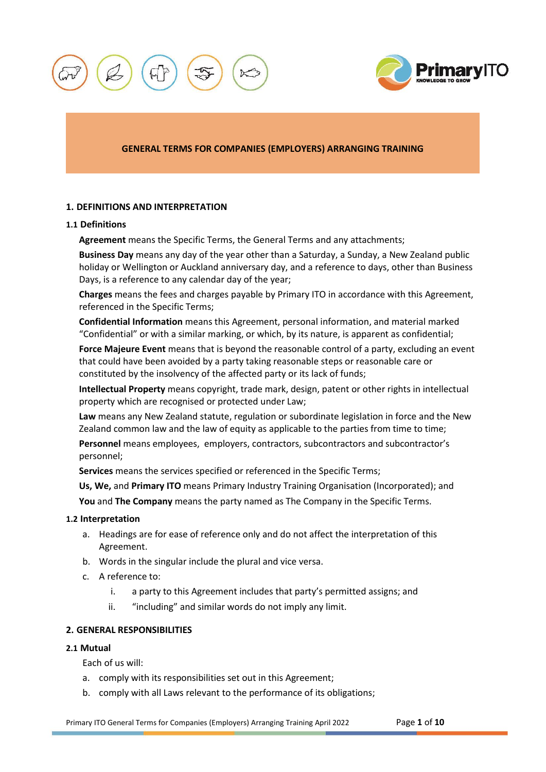# GENERAL TERMS FOR COMPANIES (EMPLOYERS) ARRANGING TRAINING

## 1. DEFINITIONS AND INTERPRETATION

### 1.1 Definitions

**Agreement** means the Specific Terms, the General Terms and any attachments;

**Business Day** means any day of the year other than a Saturday, a Sunday, a New Zealand public holiday or Wellington or Auckland anniversary day, and a reference to days, other than Business Days, is a reference to any calendar day of the year;

**Charges** means the fees and charges payable by Primary ITO in accordance with this Agreement, referenced in the Specific Terms;

**Confidential Information** means this Agreement, personal information, and material marked "Confidential" or with a similar marking, or which, by its nature, is apparent as confidential;

**Force Majeure Event** means that is beyond the reasonable control of a party, excluding an event that could have been avoided by a party taking reasonable steps or reasonable care or constituted by the insolvency of the affected party or its lack of funds;

**Intellectual Property** means copyright, trade mark, design, patent or other rights in intellectual property which are recognised or protected under Law;

**Law** means any New Zealand statute, regulation or subordinate legislation in force and the New Zealand common law and the law of equity as applicable to the parties from time to time;

**Personnel** means employees, employers, contractors, subcontractors and subcontractor's personnel;

**Services** means the services specified or referenced in the Specific Terms;

**Us, We,** and **Primary ITO** means Primary Industry Training Organisation (Incorporated); and

**You** and **The Company** means the party named as The Company in the Specific Terms.

### 1.2 Interpretation

a. Headings are for ease of reference only and do not affect the interpretation of this Agreement.
b. Words in the singular include the plural and vice versa.
c. A reference to:
   i. a party to this Agreement includes that party's permitted assigns; and
   ii. "including" and similar words do not imply any limit.

## 2. GENERAL RESPONSIBILITIES

### 2.1 Mutual

Each of us will:

a. comply with its responsibilities set out in this Agreement;
b. comply with all Laws relevant to the performance of its obligations;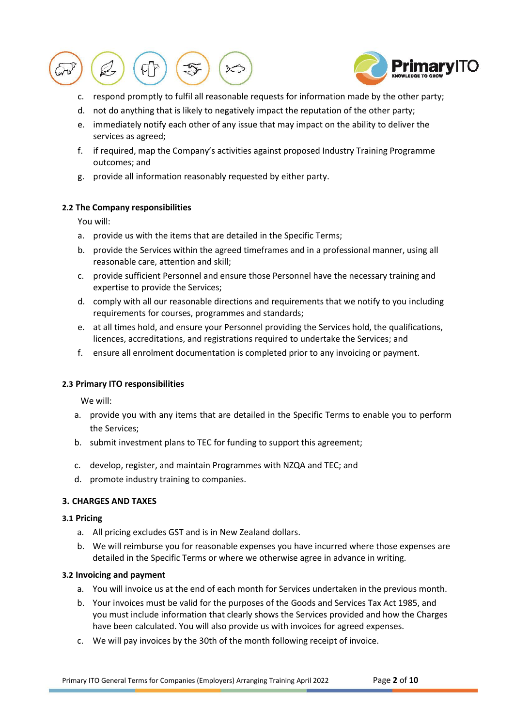c. respond promptly to fulfil all reasonable requests for information made by the other party;
d. not do anything that is likely to negatively impact the reputation of the other party;
e. immediately notify each other of any issue that may impact on the ability to deliver the services as agreed;
f. if required, map the Company's activities against proposed Industry Training Programme outcomes; and
g. provide all information reasonably requested by either party.

### 2.2 The Company responsibilities

You will:

a. provide us with the items that are detailed in the Specific Terms;
b. provide the Services within the agreed timeframes and in a professional manner, using all reasonable care, attention and skill;
c. provide sufficient Personnel and ensure those Personnel have the necessary training and expertise to provide the Services;
d. comply with all our reasonable directions and requirements that we notify to you including requirements for courses, programmes and standards;
e. at all times hold, and ensure your Personnel providing the Services hold, the qualifications, licences, accreditations, and registrations required to undertake the Services; and
f. ensure all enrolment documentation is completed prior to any invoicing or payment.

### 2.3 Primary ITO responsibilities

We will:

a. provide you with any items that are detailed in the Specific Terms to enable you to perform the Services;
b. submit investment plans to TEC for funding to support this agreement;
c. develop, register, and maintain Programmes with NZQA and TEC; and
d. promote industry training to companies.

## 3. CHARGES AND TAXES

### 3.1 Pricing

a. All pricing excludes GST and is in New Zealand dollars.
b. We will reimburse you for reasonable expenses you have incurred where those expenses are detailed in the Specific Terms or where we otherwise agree in advance in writing.

### 3.2 Invoicing and payment

a. You will invoice us at the end of each month for Services undertaken in the previous month.
b. Your invoices must be valid for the purposes of the Goods and Services Tax Act 1985, and you must include information that clearly shows the Services provided and how the Charges have been calculated. You will also provide us with invoices for agreed expenses.
c. We will pay invoices by the 30th of the month following receipt of invoice.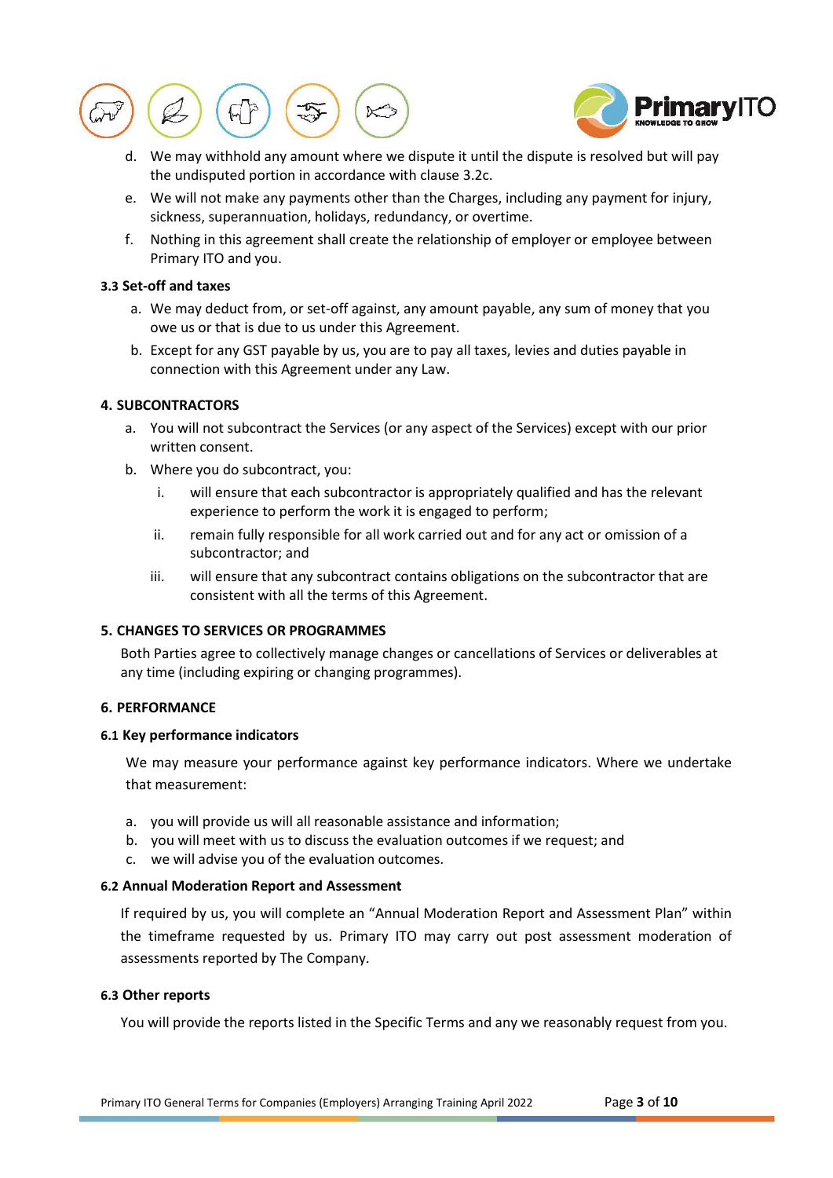d. We may withhold any amount where we dispute it until the dispute is resolved but will pay the undisputed portion in accordance with clause 3.2c.

e. We will not make any payments other than the Charges, including any payment for injury, sickness, superannuation, holidays, redundancy, or overtime.

f. Nothing in this agreement shall create the relationship of employer or employee between Primary ITO and you.

### 3.3 Set-off and taxes

a. We may deduct from, or set-off against, any amount payable, any sum of money that you owe us or that is due to us under this Agreement.

b. Except for any GST payable by us, you are to pay all taxes, levies and duties payable in connection with this Agreement under any Law.

## 4. SUBCONTRACTORS

a. You will not subcontract the Services (or any aspect of the Services) except with our prior written consent.

b. Where you do subcontract, you:

   i. will ensure that each subcontractor is appropriately qualified and has the relevant experience to perform the work it is engaged to perform;

   ii. remain fully responsible for all work carried out and for any act or omission of a subcontractor; and

   iii. will ensure that any subcontract contains obligations on the subcontractor that are consistent with all the terms of this Agreement.

## 5. CHANGES TO SERVICES OR PROGRAMMES

Both Parties agree to collectively manage changes or cancellations of Services or deliverables at any time (including expiring or changing programmes).

## 6. PERFORMANCE

### 6.1 Key performance indicators

We may measure your performance against key performance indicators. Where we undertake that measurement:

a. you will provide us will all reasonable assistance and information;
b. you will meet with us to discuss the evaluation outcomes if we request; and
c. we will advise you of the evaluation outcomes.

### 6.2 Annual Moderation Report and Assessment

If required by us, you will complete an “Annual Moderation Report and Assessment Plan” within the timeframe requested by us. Primary ITO may carry out post assessment moderation of assessments reported by The Company.

### 6.3 Other reports

You will provide the reports listed in the Specific Terms and any we reasonably request from you.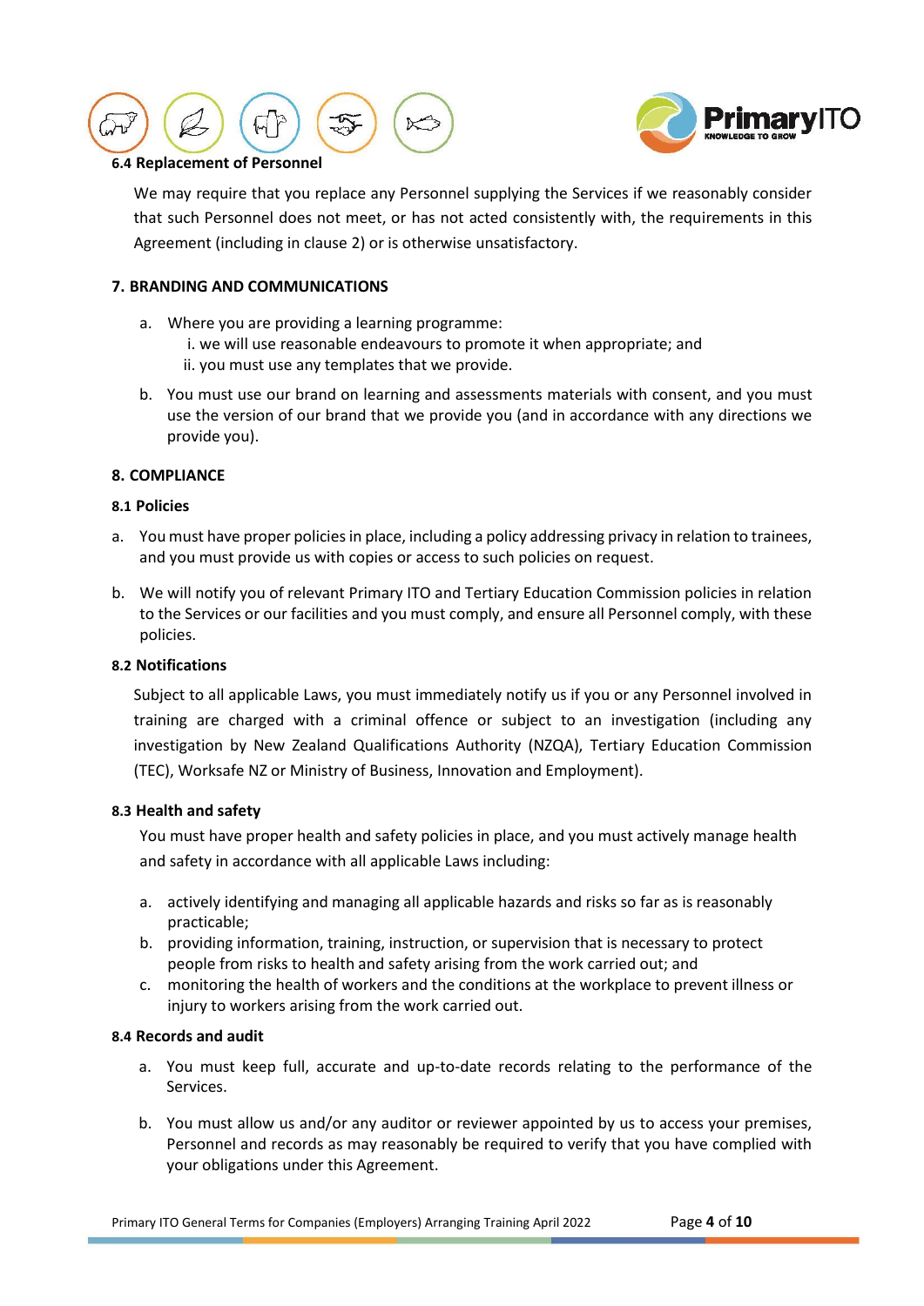### 6.4 Replacement of Personnel

We may require that you replace any Personnel supplying the Services if we reasonably consider that such Personnel does not meet, or has not acted consistently with, the requirements in this Agreement (including in clause 2) or is otherwise unsatisfactory.

## 7. BRANDING AND COMMUNICATIONS

a. Where you are providing a learning programme:
   i. we will use reasonable endeavours to promote it when appropriate; and
   ii. you must use any templates that we provide.

b. You must use our brand on learning and assessments materials with consent, and you must use the version of our brand that we provide you (and in accordance with any directions we provide you).

## 8. COMPLIANCE

### 8.1 Policies

a. You must have proper policies in place, including a policy addressing privacy in relation to trainees, and you must provide us with copies or access to such policies on request.

b. We will notify you of relevant Primary ITO and Tertiary Education Commission policies in relation to the Services or our facilities and you must comply, and ensure all Personnel comply, with these policies.

### 8.2 Notifications

Subject to all applicable Laws, you must immediately notify us if you or any Personnel involved in training are charged with a criminal offence or subject to an investigation (including any investigation by New Zealand Qualifications Authority (NZQA), Tertiary Education Commission (TEC), Worksafe NZ or Ministry of Business, Innovation and Employment).

### 8.3 Health and safety

You must have proper health and safety policies in place, and you must actively manage health and safety in accordance with all applicable Laws including:

a. actively identifying and managing all applicable hazards and risks so far as is reasonably practicable;
b. providing information, training, instruction, or supervision that is necessary to protect people from risks to health and safety arising from the work carried out; and
c. monitoring the health of workers and the conditions at the workplace to prevent illness or injury to workers arising from the work carried out.

### 8.4 Records and audit

a. You must keep full, accurate and up-to-date records relating to the performance of the Services.

b. You must allow us and/or any auditor or reviewer appointed by us to access your premises, Personnel and records as may reasonably be required to verify that you have complied with your obligations under this Agreement.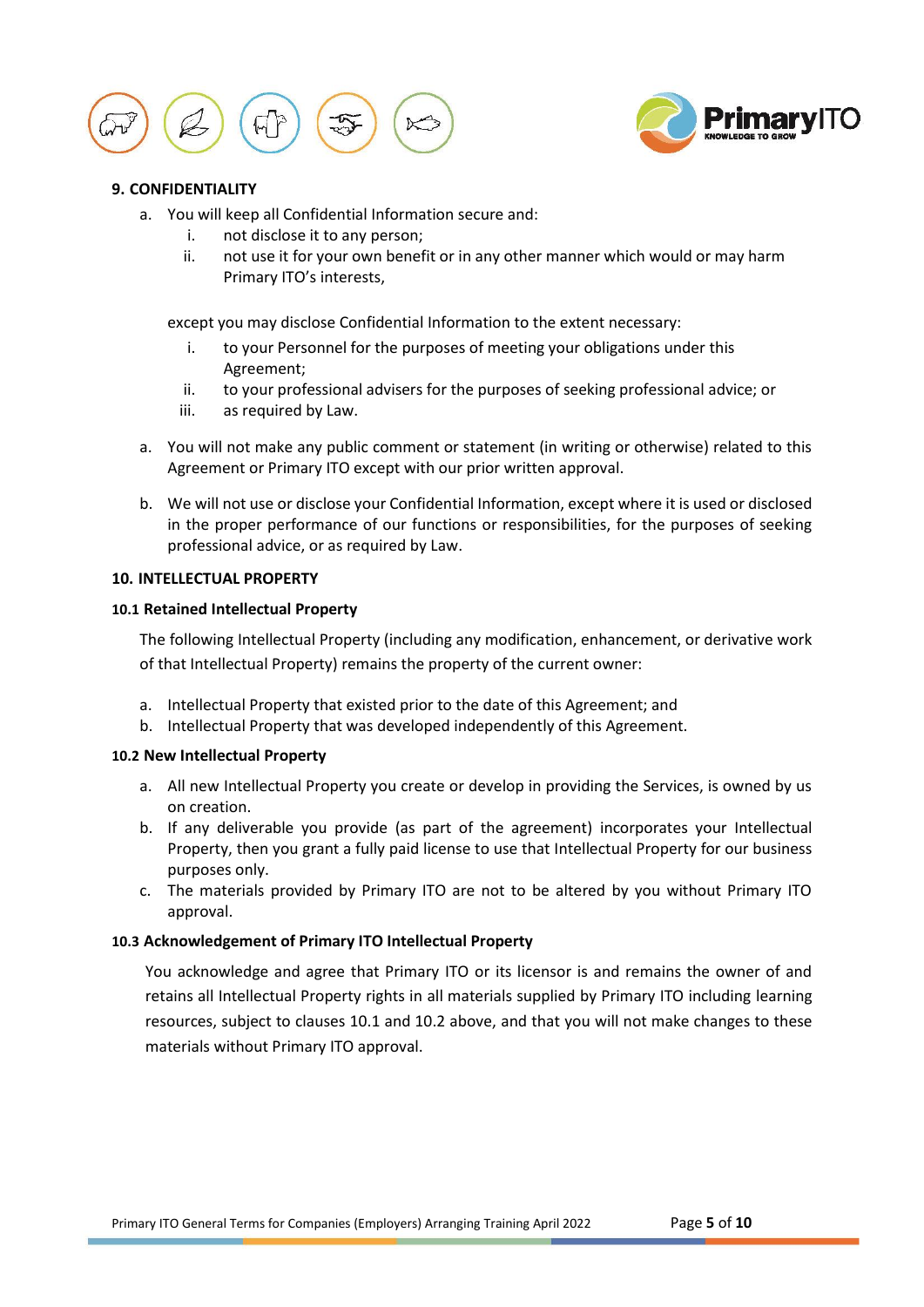## 9. CONFIDENTIALITY

a. You will keep all Confidential Information secure and:

   i. not disclose it to any person;

   ii. not use it for your own benefit or in any other manner which would or may harm Primary ITO's interests,

   except you may disclose Confidential Information to the extent necessary:

   i. to your Personnel for the purposes of meeting your obligations under this Agreement;

   ii. to your professional advisers for the purposes of seeking professional advice; or

   iii. as required by Law.

a. You will not make any public comment or statement (in writing or otherwise) related to this Agreement or Primary ITO except with our prior written approval.

b. We will not use or disclose your Confidential Information, except where it is used or disclosed in the proper performance of our functions or responsibilities, for the purposes of seeking professional advice, or as required by Law.

## 10. INTELLECTUAL PROPERTY

### 10.1 Retained Intellectual Property

The following Intellectual Property (including any modification, enhancement, or derivative work of that Intellectual Property) remains the property of the current owner:

a. Intellectual Property that existed prior to the date of this Agreement; and

b. Intellectual Property that was developed independently of this Agreement.

### 10.2 New Intellectual Property

a. All new Intellectual Property you create or develop in providing the Services, is owned by us on creation.

b. If any deliverable you provide (as part of the agreement) incorporates your Intellectual Property, then you grant a fully paid license to use that Intellectual Property for our business purposes only.

c. The materials provided by Primary ITO are not to be altered by you without Primary ITO approval.

### 10.3 Acknowledgement of Primary ITO Intellectual Property

You acknowledge and agree that Primary ITO or its licensor is and remains the owner of and retains all Intellectual Property rights in all materials supplied by Primary ITO including learning resources, subject to clauses 10.1 and 10.2 above, and that you will not make changes to these materials without Primary ITO approval.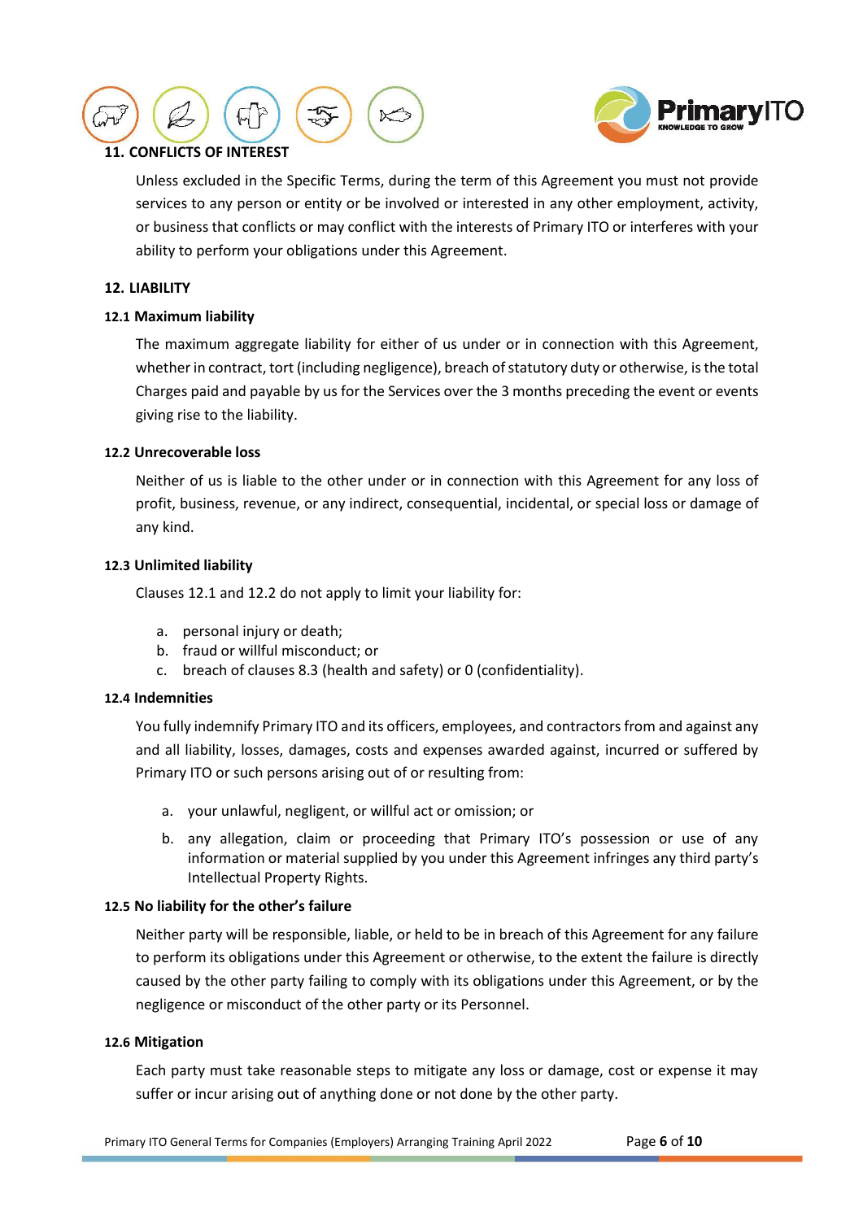## 11. CONFLICTS OF INTEREST

Unless excluded in the Specific Terms, during the term of this Agreement you must not provide services to any person or entity or be involved or interested in any other employment, activity, or business that conflicts or may conflict with the interests of Primary ITO or interferes with your ability to perform your obligations under this Agreement.

## 12. LIABILITY

### 12.1 Maximum liability

The maximum aggregate liability for either of us under or in connection with this Agreement, whether in contract, tort (including negligence), breach of statutory duty or otherwise, is the total Charges paid and payable by us for the Services over the 3 months preceding the event or events giving rise to the liability.

### 12.2 Unrecoverable loss

Neither of us is liable to the other under or in connection with this Agreement for any loss of profit, business, revenue, or any indirect, consequential, incidental, or special loss or damage of any kind.

### 12.3 Unlimited liability

Clauses 12.1 and 12.2 do not apply to limit your liability for:

a. personal injury or death;
b. fraud or willful misconduct; or
c. breach of clauses 8.3 (health and safety) or 0 (confidentiality).

### 12.4 Indemnities

You fully indemnify Primary ITO and its officers, employees, and contractors from and against any and all liability, losses, damages, costs and expenses awarded against, incurred or suffered by Primary ITO or such persons arising out of or resulting from:

a. your unlawful, negligent, or willful act or omission; or

b. any allegation, claim or proceeding that Primary ITO's possession or use of any information or material supplied by you under this Agreement infringes any third party's Intellectual Property Rights.

### 12.5 No liability for the other's failure

Neither party will be responsible, liable, or held to be in breach of this Agreement for any failure to perform its obligations under this Agreement or otherwise, to the extent the failure is directly caused by the other party failing to comply with its obligations under this Agreement, or by the negligence or misconduct of the other party or its Personnel.

### 12.6 Mitigation

Each party must take reasonable steps to mitigate any loss or damage, cost or expense it may suffer or incur arising out of anything done or not done by the other party.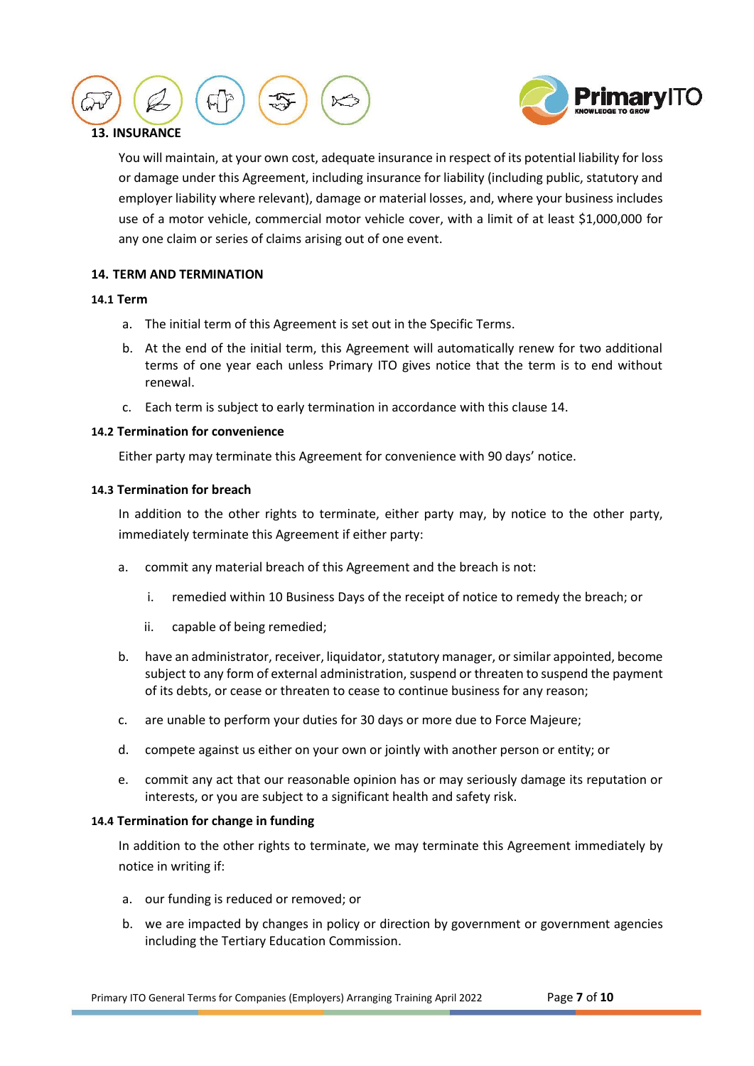## 13. INSURANCE

You will maintain, at your own cost, adequate insurance in respect of its potential liability for loss or damage under this Agreement, including insurance for liability (including public, statutory and employer liability where relevant), damage or material losses, and, where your business includes use of a motor vehicle, commercial motor vehicle cover, with a limit of at least $1,000,000 for any one claim or series of claims arising out of one event.

## 14. TERM AND TERMINATION

### 14.1 Term

a. The initial term of this Agreement is set out in the Specific Terms.

b. At the end of the initial term, this Agreement will automatically renew for two additional terms of one year each unless Primary ITO gives notice that the term is to end without renewal.

c. Each term is subject to early termination in accordance with this clause 14.

### 14.2 Termination for convenience

Either party may terminate this Agreement for convenience with 90 days' notice.

### 14.3 Termination for breach

In addition to the other rights to terminate, either party may, by notice to the other party, immediately terminate this Agreement if either party:

a. commit any material breach of this Agreement and the breach is not:

   i. remedied within 10 Business Days of the receipt of notice to remedy the breach; or

   ii. capable of being remedied;

b. have an administrator, receiver, liquidator, statutory manager, or similar appointed, become subject to any form of external administration, suspend or threaten to suspend the payment of its debts, or cease or threaten to cease to continue business for any reason;

c. are unable to perform your duties for 30 days or more due to Force Majeure;

d. compete against us either on your own or jointly with another person or entity; or

e. commit any act that our reasonable opinion has or may seriously damage its reputation or interests, or you are subject to a significant health and safety risk.

### 14.4 Termination for change in funding

In addition to the other rights to terminate, we may terminate this Agreement immediately by notice in writing if:

a. our funding is reduced or removed; or

b. we are impacted by changes in policy or direction by government or government agencies including the Tertiary Education Commission.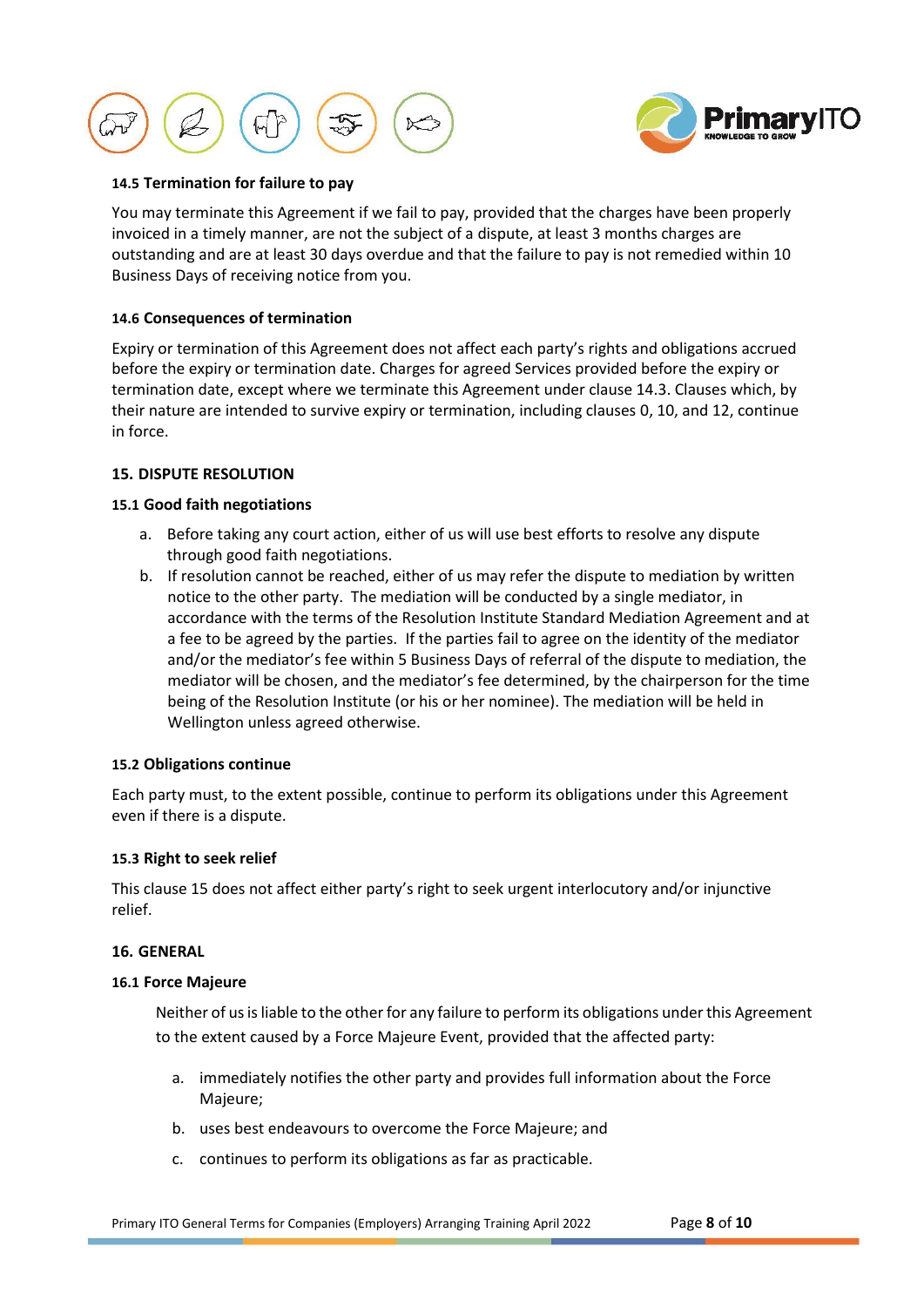#### 14.5 Termination for failure to pay

You may terminate this Agreement if we fail to pay, provided that the charges have been properly invoiced in a timely manner, are not the subject of a dispute, at least 3 months charges are outstanding and are at least 30 days overdue and that the failure to pay is not remedied within 10 Business Days of receiving notice from you.

#### 14.6 Consequences of termination

Expiry or termination of this Agreement does not affect each party's rights and obligations accrued before the expiry or termination date. Charges for agreed Services provided before the expiry or termination date, except where we terminate this Agreement under clause 14.3. Clauses which, by their nature are intended to survive expiry or termination, including clauses 0, 10, and 12, continue in force.

### 15. DISPUTE RESOLUTION

#### 15.1 Good faith negotiations

a. Before taking any court action, either of us will use best efforts to resolve any dispute through good faith negotiations.
b. If resolution cannot be reached, either of us may refer the dispute to mediation by written notice to the other party. The mediation will be conducted by a single mediator, in accordance with the terms of the Resolution Institute Standard Mediation Agreement and at a fee to be agreed by the parties. If the parties fail to agree on the identity of the mediator and/or the mediator's fee within 5 Business Days of referral of the dispute to mediation, the mediator will be chosen, and the mediator's fee determined, by the chairperson for the time being of the Resolution Institute (or his or her nominee). The mediation will be held in Wellington unless agreed otherwise.

#### 15.2 Obligations continue

Each party must, to the extent possible, continue to perform its obligations under this Agreement even if there is a dispute.

#### 15.3 Right to seek relief

This clause 15 does not affect either party's right to seek urgent interlocutory and/or injunctive relief.

### 16. GENERAL

#### 16.1 Force Majeure

Neither of us is liable to the other for any failure to perform its obligations under this Agreement to the extent caused by a Force Majeure Event, provided that the affected party:

a. immediately notifies the other party and provides full information about the Force Majeure;
b. uses best endeavours to overcome the Force Majeure; and
c. continues to perform its obligations as far as practicable.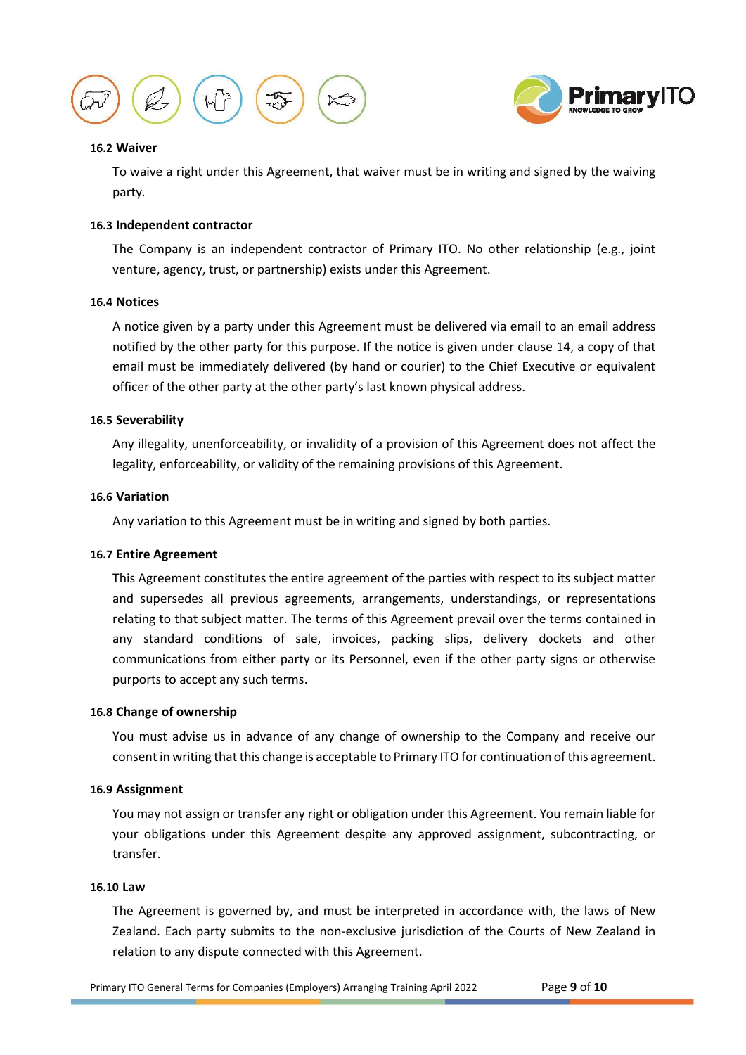### 16.2 Waiver

To waive a right under this Agreement, that waiver must be in writing and signed by the waiving party.

### 16.3 Independent contractor

The Company is an independent contractor of Primary ITO. No other relationship (e.g., joint venture, agency, trust, or partnership) exists under this Agreement.

### 16.4 Notices

A notice given by a party under this Agreement must be delivered via email to an email address notified by the other party for this purpose. If the notice is given under clause 14, a copy of that email must be immediately delivered (by hand or courier) to the Chief Executive or equivalent officer of the other party at the other party's last known physical address.

### 16.5 Severability

Any illegality, unenforceability, or invalidity of a provision of this Agreement does not affect the legality, enforceability, or validity of the remaining provisions of this Agreement.

### 16.6 Variation

Any variation to this Agreement must be in writing and signed by both parties.

### 16.7 Entire Agreement

This Agreement constitutes the entire agreement of the parties with respect to its subject matter and supersedes all previous agreements, arrangements, understandings, or representations relating to that subject matter. The terms of this Agreement prevail over the terms contained in any standard conditions of sale, invoices, packing slips, delivery dockets and other communications from either party or its Personnel, even if the other party signs or otherwise purports to accept any such terms.

### 16.8 Change of ownership

You must advise us in advance of any change of ownership to the Company and receive our consent in writing that this change is acceptable to Primary ITO for continuation of this agreement.

### 16.9 Assignment

You may not assign or transfer any right or obligation under this Agreement. You remain liable for your obligations under this Agreement despite any approved assignment, subcontracting, or transfer.

### 16.10 Law

The Agreement is governed by, and must be interpreted in accordance with, the laws of New Zealand. Each party submits to the non-exclusive jurisdiction of the Courts of New Zealand in relation to any dispute connected with this Agreement.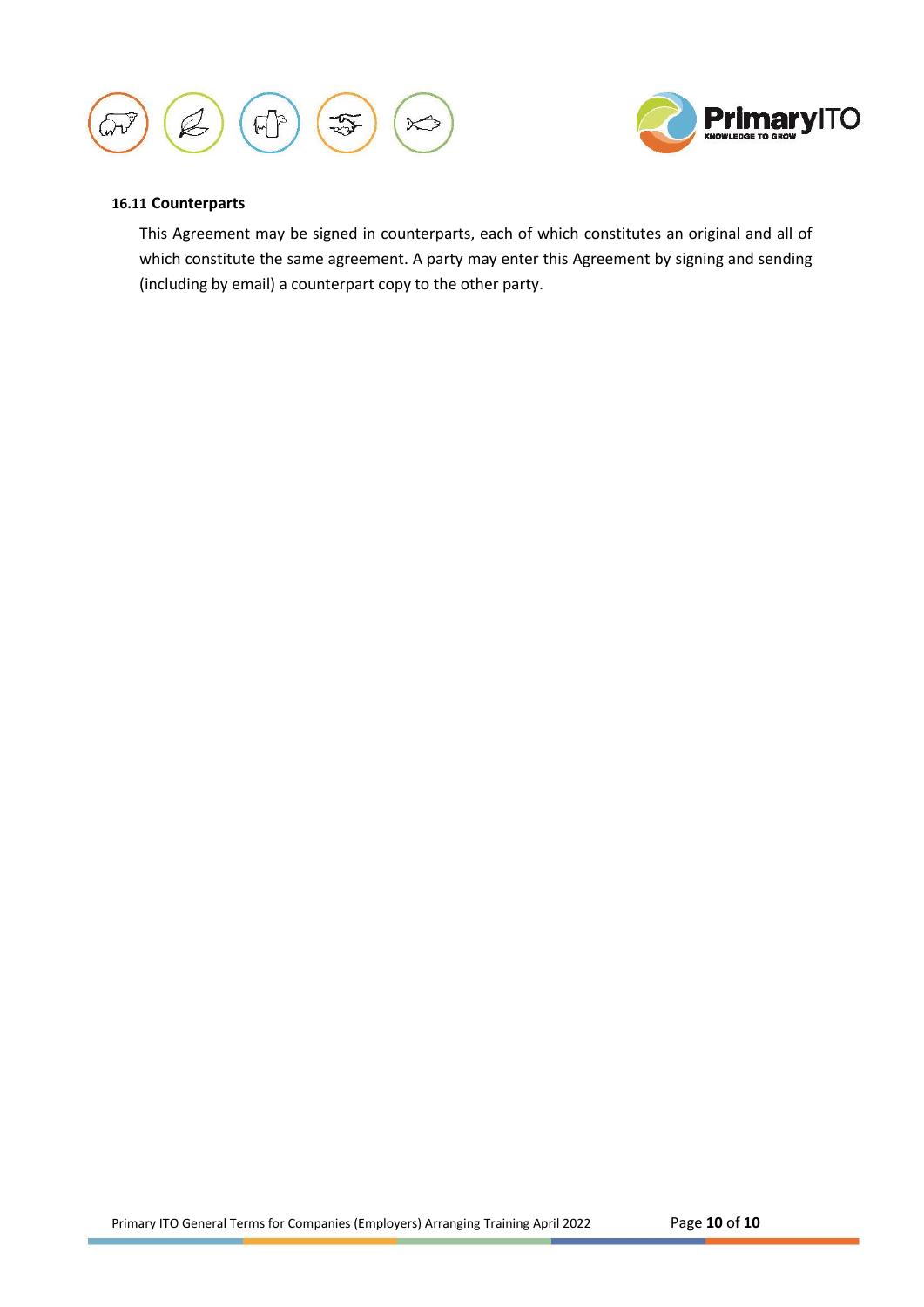#### 16.11 Counterparts

This Agreement may be signed in counterparts, each of which constitutes an original and all of which constitute the same agreement. A party may enter this Agreement by signing and sending (including by email) a counterpart copy to the other party.